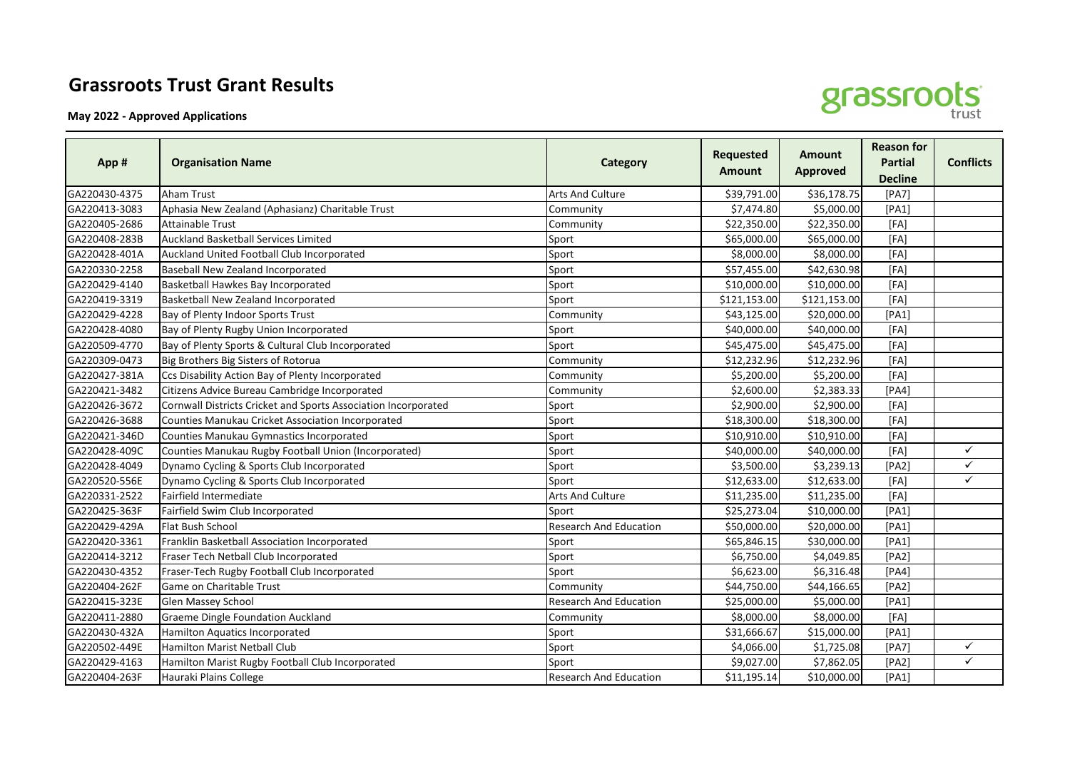# Grassroots Trust Grant Results

**May 2022 - Approved Applications**

| App # | Organisation Name | Category | Requested Amount | Amount Approved | Reason for Partial Decline | Conflicts |
|---|---|---|---|---|---|---|
| GA220430-4375 | Aham Trust | Arts And Culture | $39,791.00 | $36,178.75 | [PA7] | |
| GA220413-3083 | Aphasia New Zealand (Aphasianz) Charitable Trust | Community | $7,474.80 | $5,000.00 | [PA1] | |
| GA220405-2686 | Attainable Trust | Community | $22,350.00 | $22,350.00 | [FA] | |
| GA220408-283B | Auckland Basketball Services Limited | Sport | $65,000.00 | $65,000.00 | [FA] | |
| GA220428-401A | Auckland United Football Club Incorporated | Sport | $8,000.00 | $8,000.00 | [FA] | |
| GA220330-2258 | Baseball New Zealand Incorporated | Sport | $57,455.00 | $42,630.98 | [FA] | |
| GA220429-4140 | Basketball Hawkes Bay Incorporated | Sport | $10,000.00 | $10,000.00 | [FA] | |
| GA220419-3319 | Basketball New Zealand Incorporated | Sport | $121,153.00 | $121,153.00 | [FA] | |
| GA220429-4228 | Bay of Plenty Indoor Sports Trust | Community | $43,125.00 | $20,000.00 | [PA1] | |
| GA220428-4080 | Bay of Plenty Rugby Union Incorporated | Sport | $40,000.00 | $40,000.00 | [FA] | |
| GA220509-4770 | Bay of Plenty Sports & Cultural Club Incorporated | Sport | $45,475.00 | $45,475.00 | [FA] | |
| GA220309-0473 | Big Brothers Big Sisters of Rotorua | Community | $12,232.96 | $12,232.96 | [FA] | |
| GA220427-381A | Ccs Disability Action Bay of Plenty Incorporated | Community | $5,200.00 | $5,200.00 | [FA] | |
| GA220421-3482 | Citizens Advice Bureau Cambridge Incorporated | Community | $2,600.00 | $2,383.33 | [PA4] | |
| GA220426-3672 | Cornwall Districts Cricket and Sports Association Incorporated | Sport | $2,900.00 | $2,900.00 | [FA] | |
| GA220426-3688 | Counties Manukau Cricket Association Incorporated | Sport | $18,300.00 | $18,300.00 | [FA] | |
| GA220421-346D | Counties Manukau Gymnastics Incorporated | Sport | $10,910.00 | $10,910.00 | [FA] | |
| GA220428-409C | Counties Manukau Rugby Football Union (Incorporated) | Sport | $40,000.00 | $40,000.00 | [FA] | ✓ |
| GA220428-4049 | Dynamo Cycling & Sports Club Incorporated | Sport | $3,500.00 | $3,239.13 | [PA2] | ✓ |
| GA220520-556E | Dynamo Cycling & Sports Club Incorporated | Sport | $12,633.00 | $12,633.00 | [FA] | ✓ |
| GA220331-2522 | Fairfield Intermediate | Arts And Culture | $11,235.00 | $11,235.00 | [FA] | |
| GA220425-363F | Fairfield Swim Club Incorporated | Sport | $25,273.04 | $10,000.00 | [PA1] | |
| GA220429-429A | Flat Bush School | Research And Education | $50,000.00 | $20,000.00 | [PA1] | |
| GA220420-3361 | Franklin Basketball Association Incorporated | Sport | $65,846.15 | $30,000.00 | [PA1] | |
| GA220414-3212 | Fraser Tech Netball Club Incorporated | Sport | $6,750.00 | $4,049.85 | [PA2] | |
| GA220430-4352 | Fraser-Tech Rugby Football Club Incorporated | Sport | $6,623.00 | $6,316.48 | [PA4] | |
| GA220404-262F | Game on Charitable Trust | Community | $44,750.00 | $44,166.65 | [PA2] | |
| GA220415-323E | Glen Massey School | Research And Education | $25,000.00 | $5,000.00 | [PA1] | |
| GA220411-2880 | Graeme Dingle Foundation Auckland | Community | $8,000.00 | $8,000.00 | [FA] | |
| GA220430-432A | Hamilton Aquatics Incorporated | Sport | $31,666.67 | $15,000.00 | [PA1] | |
| GA220502-449E | Hamilton Marist Netball Club | Sport | $4,066.00 | $1,725.08 | [PA7] | ✓ |
| GA220429-4163 | Hamilton Marist Rugby Football Club Incorporated | Sport | $9,027.00 | $7,862.05 | [PA2] | ✓ |
| GA220404-263F | Hauraki Plains College | Research And Education | $11,195.14 | $10,000.00 | [PA1] | |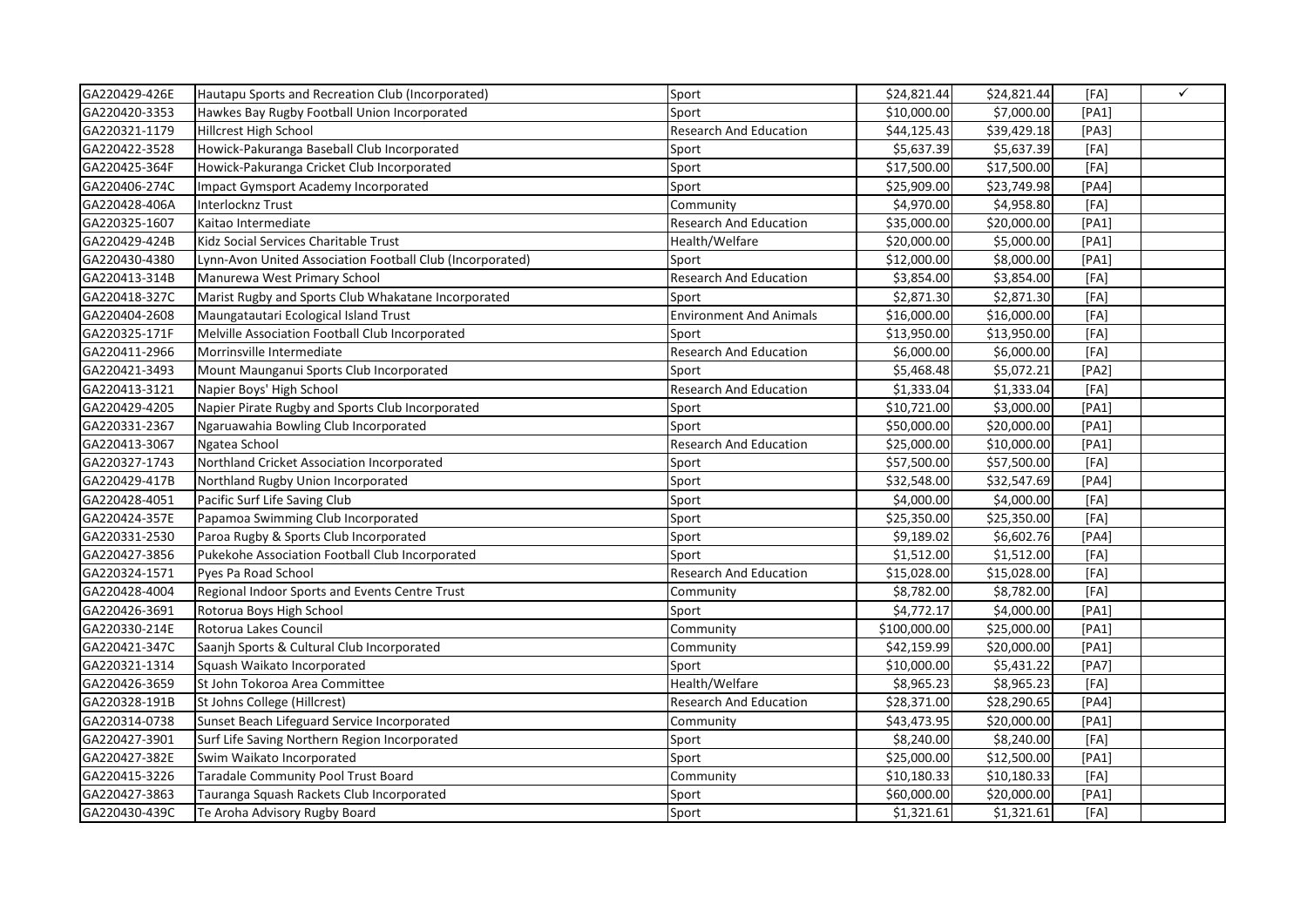| GA220429-426E | Hautapu Sports and Recreation Club (Incorporated) | Sport | $24,821.44 | $24,821.44 | [FA] | ✓ |
|---|---|---|---|---|---|---|
| GA220420-3353 | Hawkes Bay Rugby Football Union Incorporated | Sport | $10,000.00 | $7,000.00 | [PA1] | |
| GA220321-1179 | Hillcrest High School | Research And Education | $44,125.43 | $39,429.18 | [PA3] | |
| GA220422-3528 | Howick-Pakuranga Baseball Club Incorporated | Sport | $5,637.39 | $5,637.39 | [FA] | |
| GA220425-364F | Howick-Pakuranga Cricket Club Incorporated | Sport | $17,500.00 | $17,500.00 | [FA] | |
| GA220406-274C | Impact Gymsport Academy Incorporated | Sport | $25,909.00 | $23,749.98 | [PA4] | |
| GA220428-406A | Interlocknz Trust | Community | $4,970.00 | $4,958.80 | [FA] | |
| GA220325-1607 | Kaitao Intermediate | Research And Education | $35,000.00 | $20,000.00 | [PA1] | |
| GA220429-424B | Kidz Social Services Charitable Trust | Health/Welfare | $20,000.00 | $5,000.00 | [PA1] | |
| GA220430-4380 | Lynn-Avon United Association Football Club (Incorporated) | Sport | $12,000.00 | $8,000.00 | [PA1] | |
| GA220413-314B | Manurewa West Primary School | Research And Education | $3,854.00 | $3,854.00 | [FA] | |
| GA220418-327C | Marist Rugby and Sports Club Whakatane Incorporated | Sport | $2,871.30 | $2,871.30 | [FA] | |
| GA220404-2608 | Maungatautari Ecological Island Trust | Environment And Animals | $16,000.00 | $16,000.00 | [FA] | |
| GA220325-171F | Melville Association Football Club Incorporated | Sport | $13,950.00 | $13,950.00 | [FA] | |
| GA220411-2966 | Morrinsville Intermediate | Research And Education | $6,000.00 | $6,000.00 | [FA] | |
| GA220421-3493 | Mount Maunganui Sports Club Incorporated | Sport | $5,468.48 | $5,072.21 | [PA2] | |
| GA220413-3121 | Napier Boys' High School | Research And Education | $1,333.04 | $1,333.04 | [FA] | |
| GA220429-4205 | Napier Pirate Rugby and Sports Club Incorporated | Sport | $10,721.00 | $3,000.00 | [PA1] | |
| GA220331-2367 | Ngaruawahia Bowling Club Incorporated | Sport | $50,000.00 | $20,000.00 | [PA1] | |
| GA220413-3067 | Ngatea School | Research And Education | $25,000.00 | $10,000.00 | [PA1] | |
| GA220327-1743 | Northland Cricket Association Incorporated | Sport | $57,500.00 | $57,500.00 | [FA] | |
| GA220429-417B | Northland Rugby Union Incorporated | Sport | $32,548.00 | $32,547.69 | [PA4] | |
| GA220428-4051 | Pacific Surf Life Saving Club | Sport | $4,000.00 | $4,000.00 | [FA] | |
| GA220424-357E | Papamoa Swimming Club Incorporated | Sport | $25,350.00 | $25,350.00 | [FA] | |
| GA220331-2530 | Paroa Rugby & Sports Club Incorporated | Sport | $9,189.02 | $6,602.76 | [PA4] | |
| GA220427-3856 | Pukekohe Association Football Club Incorporated | Sport | $1,512.00 | $1,512.00 | [FA] | |
| GA220324-1571 | Pyes Pa Road School | Research And Education | $15,028.00 | $15,028.00 | [FA] | |
| GA220428-4004 | Regional Indoor Sports and Events Centre Trust | Community | $8,782.00 | $8,782.00 | [FA] | |
| GA220426-3691 | Rotorua Boys High School | Sport | $4,772.17 | $4,000.00 | [PA1] | |
| GA220330-214E | Rotorua Lakes Council | Community | $100,000.00 | $25,000.00 | [PA1] | |
| GA220421-347C | Saanjh Sports & Cultural Club Incorporated | Community | $42,159.99 | $20,000.00 | [PA1] | |
| GA220321-1314 | Squash Waikato Incorporated | Sport | $10,000.00 | $5,431.22 | [PA7] | |
| GA220426-3659 | St John Tokoroa Area Committee | Health/Welfare | $8,965.23 | $8,965.23 | [FA] | |
| GA220328-191B | St Johns College (Hillcrest) | Research And Education | $28,371.00 | $28,290.65 | [PA4] | |
| GA220314-0738 | Sunset Beach Lifeguard Service Incorporated | Community | $43,473.95 | $20,000.00 | [PA1] | |
| GA220427-3901 | Surf Life Saving Northern Region Incorporated | Sport | $8,240.00 | $8,240.00 | [FA] | |
| GA220427-382E | Swim Waikato Incorporated | Sport | $25,000.00 | $12,500.00 | [PA1] | |
| GA220415-3226 | Taradale Community Pool Trust Board | Community | $10,180.33 | $10,180.33 | [FA] | |
| GA220427-3863 | Tauranga Squash Rackets Club Incorporated | Sport | $60,000.00 | $20,000.00 | [PA1] | |
| GA220430-439C | Te Aroha Advisory Rugby Board | Sport | $1,321.61 | $1,321.61 | [FA] | |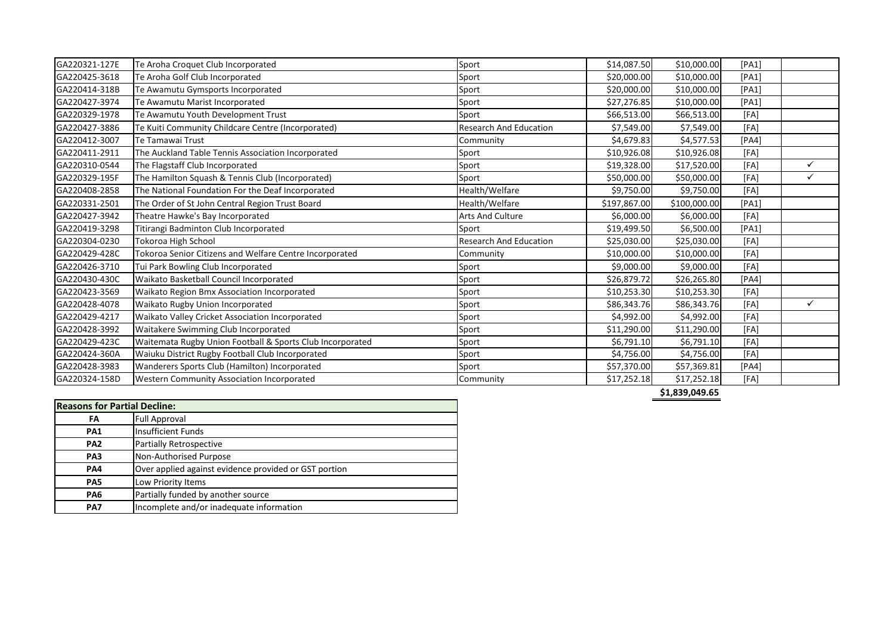| | | | | | | |
|---|---|---|---|---|---|---|
| GA220321-127E | Te Aroha Croquet Club Incorporated | Sport | $14,087.50 | $10,000.00 | [PA1] | |
| GA220425-3618 | Te Aroha Golf Club Incorporated | Sport | $20,000.00 | $10,000.00 | [PA1] | |
| GA220414-318B | Te Awamutu Gymsports Incorporated | Sport | $20,000.00 | $10,000.00 | [PA1] | |
| GA220427-3974 | Te Awamutu Marist Incorporated | Sport | $27,276.85 | $10,000.00 | [PA1] | |
| GA220329-1978 | Te Awamutu Youth Development Trust | Sport | $66,513.00 | $66,513.00 | [FA] | |
| GA220427-3886 | Te Kuiti Community Childcare Centre (Incorporated) | Research And Education | $7,549.00 | $7,549.00 | [FA] | |
| GA220412-3007 | Te Tamawai Trust | Community | $4,679.83 | $4,577.53 | [PA4] | |
| GA220411-2911 | The Auckland Table Tennis Association Incorporated | Sport | $10,926.08 | $10,926.08 | [FA] | |
| GA220310-0544 | The Flagstaff Club Incorporated | Sport | $19,328.00 | $17,520.00 | [FA] | ✓ |
| GA220329-195F | The Hamilton Squash & Tennis Club (Incorporated) | Sport | $50,000.00 | $50,000.00 | [FA] | ✓ |
| GA220408-2858 | The National Foundation For the Deaf Incorporated | Health/Welfare | $9,750.00 | $9,750.00 | [FA] | |
| GA220331-2501 | The Order of St John Central Region Trust Board | Health/Welfare | $197,867.00 | $100,000.00 | [PA1] | |
| GA220427-3942 | Theatre Hawke's Bay Incorporated | Arts And Culture | $6,000.00 | $6,000.00 | [FA] | |
| GA220419-3298 | Titirangi Badminton Club Incorporated | Sport | $19,499.50 | $6,500.00 | [PA1] | |
| GA220304-0230 | Tokoroa High School | Research And Education | $25,030.00 | $25,030.00 | [FA] | |
| GA220429-428C | Tokoroa Senior Citizens and Welfare Centre Incorporated | Community | $10,000.00 | $10,000.00 | [FA] | |
| GA220426-3710 | Tui Park Bowling Club Incorporated | Sport | $9,000.00 | $9,000.00 | [FA] | |
| GA220430-430C | Waikato Basketball Council Incorporated | Sport | $26,879.72 | $26,265.80 | [PA4] | |
| GA220423-3569 | Waikato Region Bmx Association Incorporated | Sport | $10,253.30 | $10,253.30 | [FA] | |
| GA220428-4078 | Waikato Rugby Union Incorporated | Sport | $86,343.76 | $86,343.76 | [FA] | ✓ |
| GA220429-4217 | Waikato Valley Cricket Association Incorporated | Sport | $4,992.00 | $4,992.00 | [FA] | |
| GA220428-3992 | Waitakere Swimming Club Incorporated | Sport | $11,290.00 | $11,290.00 | [FA] | |
| GA220429-423C | Waitemata Rugby Union Football & Sports Club Incorporated | Sport | $6,791.10 | $6,791.10 | [FA] | |
| GA220424-360A | Waiuku District Rugby Football Club Incorporated | Sport | $4,756.00 | $4,756.00 | [FA] | |
| GA220428-3983 | Wanderers Sports Club (Hamilton) Incorporated | Sport | $57,370.00 | $57,369.81 | [PA4] | |
| GA220324-158D | Western Community Association Incorporated | Community | $17,252.18 | $17,252.18 | [FA] | |
| | | | | **$1,839,049.65** | | |

| Reasons for Partial Decline: | |
|---|---|
| **FA** | Full Approval |
| **PA1** | Insufficient Funds |
| **PA2** | Partially Retrospective |
| **PA3** | Non-Authorised Purpose |
| **PA4** | Over applied against evidence provided or GST portion |
| **PA5** | Low Priority Items |
| **PA6** | Partially funded by another source |
| **PA7** | Incomplete and/or inadequate information |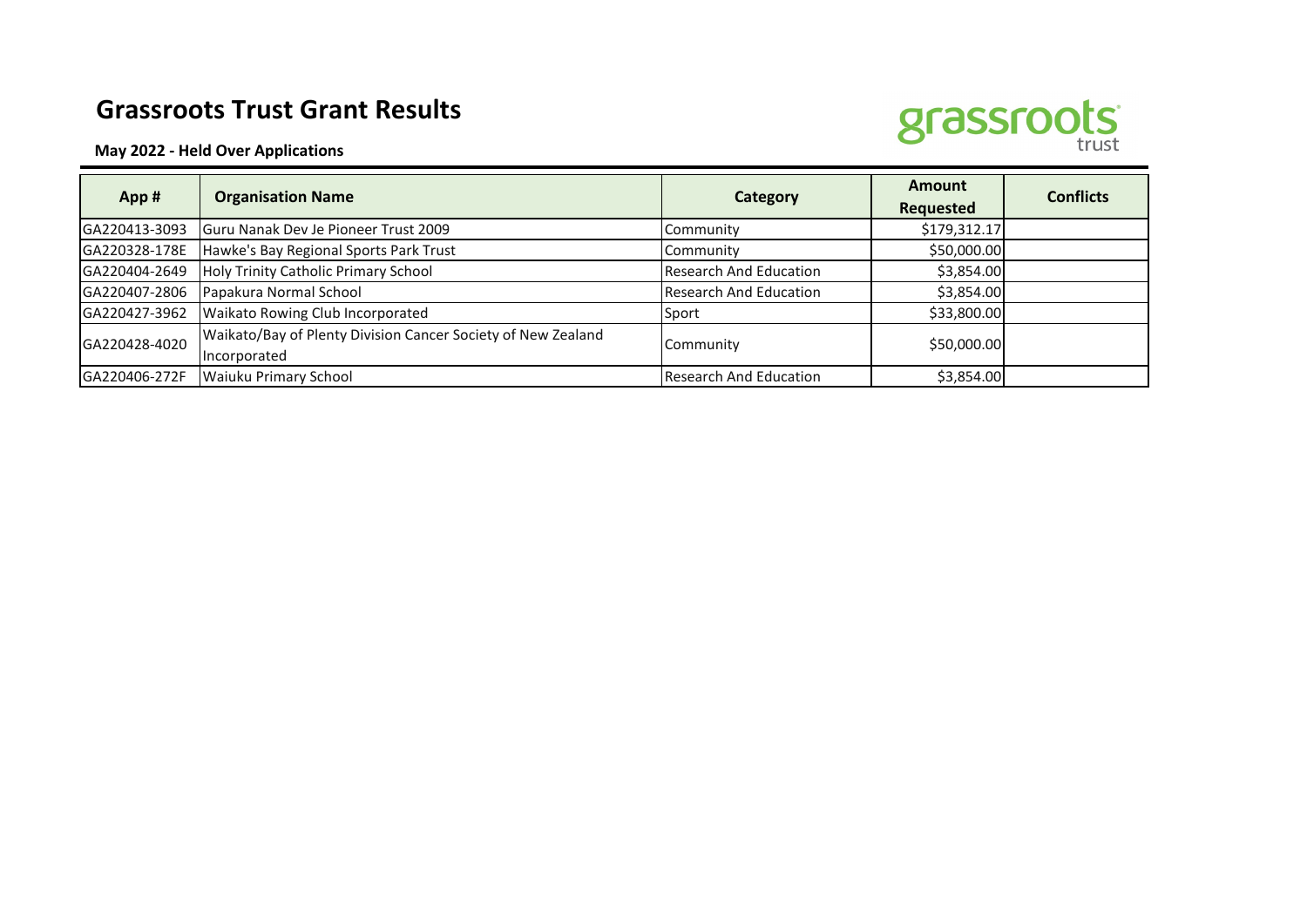# Grassroots Trust Grant Results

**May 2022 - Held Over Applications**

| App # | Organisation Name | Category | Amount Requested | Conflicts |
|---|---|---|---|---|
| GA220413-3093 | Guru Nanak Dev Je Pioneer Trust 2009 | Community | $179,312.17 | |
| GA220328-178E | Hawke's Bay Regional Sports Park Trust | Community | $50,000.00 | |
| GA220404-2649 | Holy Trinity Catholic Primary School | Research And Education | $3,854.00 | |
| GA220407-2806 | Papakura Normal School | Research And Education | $3,854.00 | |
| GA220427-3962 | Waikato Rowing Club Incorporated | Sport | $33,800.00 | |
| GA220428-4020 | Waikato/Bay of Plenty Division Cancer Society of New Zealand Incorporated | Community | $50,000.00 | |
| GA220406-272F | Waiuku Primary School | Research And Education | $3,854.00 | |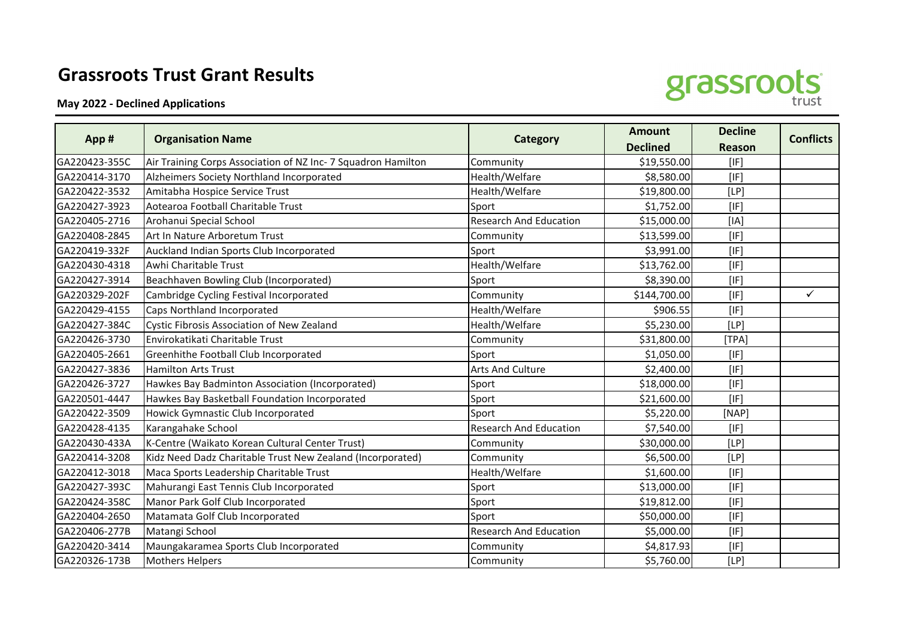# Grassroots Trust Grant Results

**May 2022 - Declined Applications**

| App # | Organisation Name | Category | Amount Declined | Decline Reason | Conflicts |
|---|---|---|---|---|---|
| GA220423-355C | Air Training Corps Association of NZ Inc- 7 Squadron Hamilton | Community | $19,550.00 | [IF] | |
| GA220414-3170 | Alzheimers Society Northland Incorporated | Health/Welfare | $8,580.00 | [IF] | |
| GA220422-3532 | Amitabha Hospice Service Trust | Health/Welfare | $19,800.00 | [LP] | |
| GA220427-3923 | Aotearoa Football Charitable Trust | Sport | $1,752.00 | [IF] | |
| GA220405-2716 | Arohanui Special School | Research And Education | $15,000.00 | [IA] | |
| GA220408-2845 | Art In Nature Arboretum Trust | Community | $13,599.00 | [IF] | |
| GA220419-332F | Auckland Indian Sports Club Incorporated | Sport | $3,991.00 | [IF] | |
| GA220430-4318 | Awhi Charitable Trust | Health/Welfare | $13,762.00 | [IF] | |
| GA220427-3914 | Beachhaven Bowling Club (Incorporated) | Sport | $8,390.00 | [IF] | |
| GA220329-202F | Cambridge Cycling Festival Incorporated | Community | $144,700.00 | [IF] | ✓ |
| GA220429-4155 | Caps Northland Incorporated | Health/Welfare | $906.55 | [IF] | |
| GA220427-384C | Cystic Fibrosis Association of New Zealand | Health/Welfare | $5,230.00 | [LP] | |
| GA220426-3730 | Envirokatikati Charitable Trust | Community | $31,800.00 | [TPA] | |
| GA220405-2661 | Greenhithe Football Club Incorporated | Sport | $1,050.00 | [IF] | |
| GA220427-3836 | Hamilton Arts Trust | Arts And Culture | $2,400.00 | [IF] | |
| GA220426-3727 | Hawkes Bay Badminton Association (Incorporated) | Sport | $18,000.00 | [IF] | |
| GA220501-4447 | Hawkes Bay Basketball Foundation Incorporated | Sport | $21,600.00 | [IF] | |
| GA220422-3509 | Howick Gymnastic Club Incorporated | Sport | $5,220.00 | [NAP] | |
| GA220428-4135 | Karangahake School | Research And Education | $7,540.00 | [IF] | |
| GA220430-433A | K-Centre (Waikato Korean Cultural Center Trust) | Community | $30,000.00 | [LP] | |
| GA220414-3208 | Kidz Need Dadz Charitable Trust New Zealand (Incorporated) | Community | $6,500.00 | [LP] | |
| GA220412-3018 | Maca Sports Leadership Charitable Trust | Health/Welfare | $1,600.00 | [IF] | |
| GA220427-393C | Mahurangi East Tennis Club Incorporated | Sport | $13,000.00 | [IF] | |
| GA220424-358C | Manor Park Golf Club Incorporated | Sport | $19,812.00 | [IF] | |
| GA220404-2650 | Matamata Golf Club Incorporated | Sport | $50,000.00 | [IF] | |
| GA220406-277B | Matangi School | Research And Education | $5,000.00 | [IF] | |
| GA220420-3414 | Maungakaramea Sports Club Incorporated | Community | $4,817.93 | [IF] | |
| GA220326-173B | Mothers Helpers | Community | $5,760.00 | [LP] | |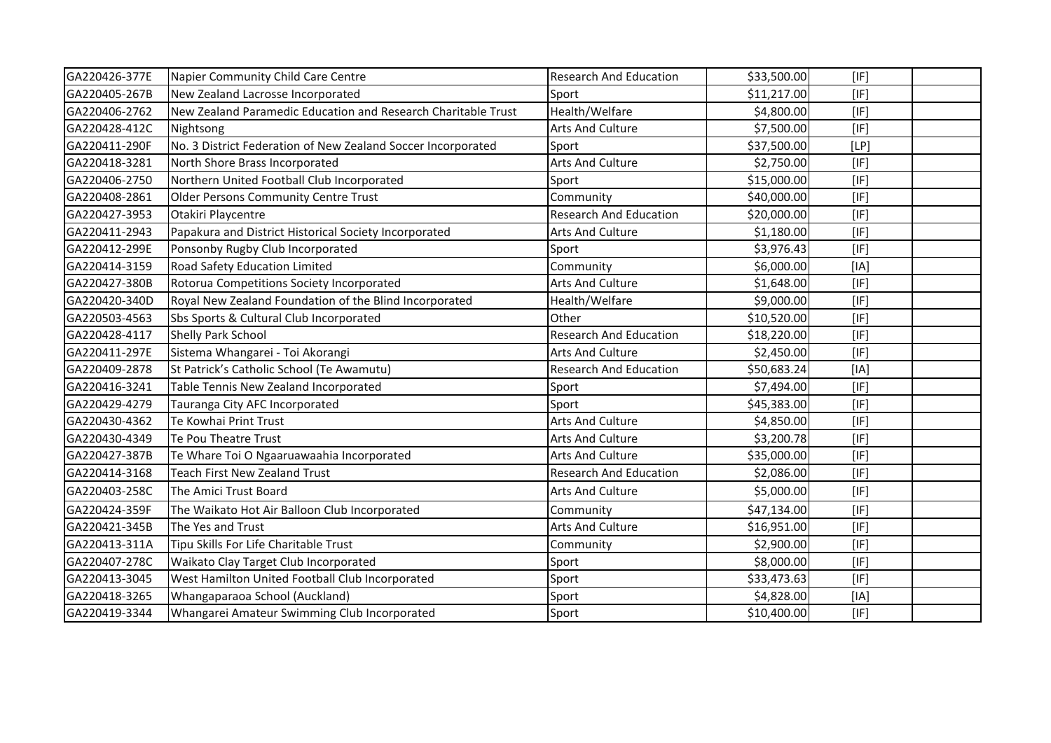| GA220426-377E | Napier Community Child Care Centre | Research And Education | $33,500.00 | [IF] | |
|---|---|---|---|---|---|
| GA220405-267B | New Zealand Lacrosse Incorporated | Sport | $11,217.00 | [IF] | |
| GA220406-2762 | New Zealand Paramedic Education and Research Charitable Trust | Health/Welfare | $4,800.00 | [IF] | |
| GA220428-412C | Nightsong | Arts And Culture | $7,500.00 | [IF] | |
| GA220411-290F | No. 3 District Federation of New Zealand Soccer Incorporated | Sport | $37,500.00 | [LP] | |
| GA220418-3281 | North Shore Brass Incorporated | Arts And Culture | $2,750.00 | [IF] | |
| GA220406-2750 | Northern United Football Club Incorporated | Sport | $15,000.00 | [IF] | |
| GA220408-2861 | Older Persons Community Centre Trust | Community | $40,000.00 | [IF] | |
| GA220427-3953 | Otakiri Playcentre | Research And Education | $20,000.00 | [IF] | |
| GA220411-2943 | Papakura and District Historical Society Incorporated | Arts And Culture | $1,180.00 | [IF] | |
| GA220412-299E | Ponsonby Rugby Club Incorporated | Sport | $3,976.43 | [IF] | |
| GA220414-3159 | Road Safety Education Limited | Community | $6,000.00 | [IA] | |
| GA220427-380B | Rotorua Competitions Society Incorporated | Arts And Culture | $1,648.00 | [IF] | |
| GA220420-340D | Royal New Zealand Foundation of the Blind Incorporated | Health/Welfare | $9,000.00 | [IF] | |
| GA220503-4563 | Sbs Sports & Cultural Club Incorporated | Other | $10,520.00 | [IF] | |
| GA220428-4117 | Shelly Park School | Research And Education | $18,220.00 | [IF] | |
| GA220411-297E | Sistema Whangarei - Toi Akorangi | Arts And Culture | $2,450.00 | [IF] | |
| GA220409-2878 | St Patrick's Catholic School (Te Awamutu) | Research And Education | $50,683.24 | [IA] | |
| GA220416-3241 | Table Tennis New Zealand Incorporated | Sport | $7,494.00 | [IF] | |
| GA220429-4279 | Tauranga City AFC Incorporated | Sport | $45,383.00 | [IF] | |
| GA220430-4362 | Te Kowhai Print Trust | Arts And Culture | $4,850.00 | [IF] | |
| GA220430-4349 | Te Pou Theatre Trust | Arts And Culture | $3,200.78 | [IF] | |
| GA220427-387B | Te Whare Toi O Ngaaruawaahia Incorporated | Arts And Culture | $35,000.00 | [IF] | |
| GA220414-3168 | Teach First New Zealand Trust | Research And Education | $2,086.00 | [IF] | |
| GA220403-258C | The Amici Trust Board | Arts And Culture | $5,000.00 | [IF] | |
| GA220424-359F | The Waikato Hot Air Balloon Club Incorporated | Community | $47,134.00 | [IF] | |
| GA220421-345B | The Yes and Trust | Arts And Culture | $16,951.00 | [IF] | |
| GA220413-311A | Tipu Skills For Life Charitable Trust | Community | $2,900.00 | [IF] | |
| GA220407-278C | Waikato Clay Target Club Incorporated | Sport | $8,000.00 | [IF] | |
| GA220413-3045 | West Hamilton United Football Club Incorporated | Sport | $33,473.63 | [IF] | |
| GA220418-3265 | Whangaparaoa School (Auckland) | Sport | $4,828.00 | [IA] | |
| GA220419-3344 | Whangarei Amateur Swimming Club Incorporated | Sport | $10,400.00 | [IF] | |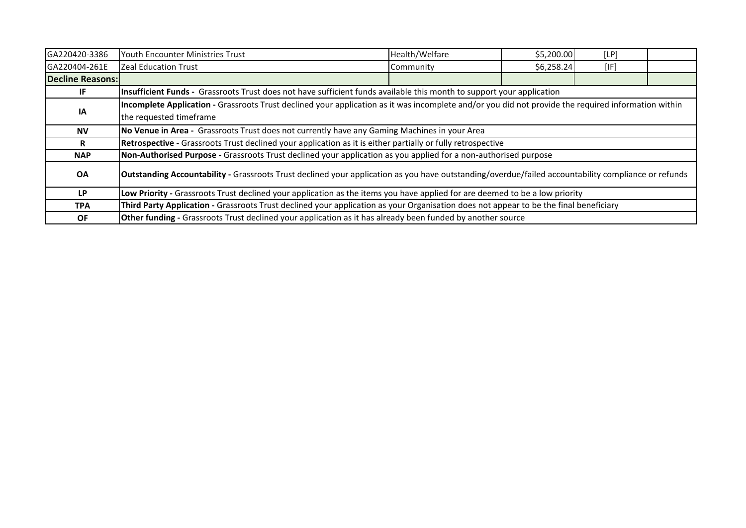| | | | | | |
|---|---|---|---|---|---|
| GA220420-3386 | Youth Encounter Ministries Trust | Health/Welfare | $5,200.00 | [LP] | |
| GA220404-261E | Zeal Education Trust | Community | $6,258.24 | [IF] | |
| **Decline Reasons:** | | | | | |
| **IF** | **Insufficient Funds -** Grassroots Trust does not have sufficient funds available this month to support your application | | | | |
| **IA** | **Incomplete Application -** Grassroots Trust declined your application as it was incomplete and/or you did not provide the required information within the requested timeframe | | | | |
| **NV** | **No Venue in Area -** Grassroots Trust does not currently have any Gaming Machines in your Area | | | | |
| **R** | **Retrospective -** Grassroots Trust declined your application as it is either partially or fully retrospective | | | | |
| **NAP** | **Non-Authorised Purpose -** Grassroots Trust declined your application as you applied for a non-authorised purpose | | | | |
| **OA** | **Outstanding Accountability -** Grassroots Trust declined your application as you have outstanding/overdue/failed accountability compliance or refunds | | | | |
| **LP** | **Low Priority -** Grassroots Trust declined your application as the items you have applied for are deemed to be a low priority | | | | |
| **TPA** | **Third Party Application -** Grassroots Trust declined your application as your Organisation does not appear to be the final beneficiary | | | | |
| **OF** | **Other funding -** Grassroots Trust declined your application as it has already been funded by another source | | | | |